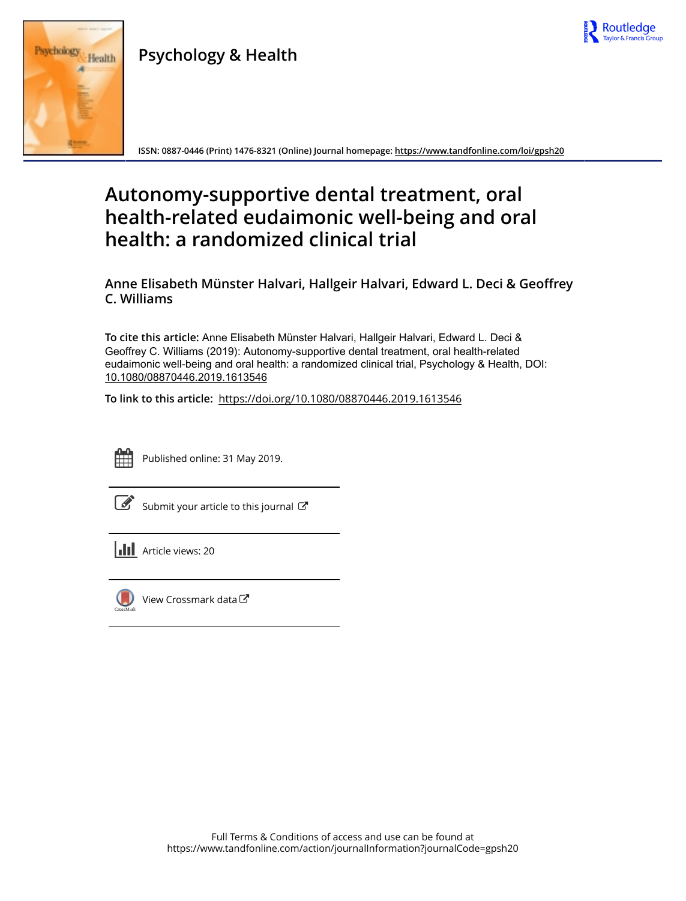Psychology & Health

ISSN: 0887-0446 (Print) 1476-8321 (Online) Journal homepage: https://www.tandfonline.com/loi/gpsh20

# Autonomy-supportive dental treatment, oral health-related eudaimonic well-being and oral health: a randomized clinical trial

**Anne Elisabeth Münster Halvari, Hallgeir Halvari, Edward L. Deci & Geoffrey C. Williams**

**To cite this article:** Anne Elisabeth Münster Halvari, Hallgeir Halvari, Edward L. Deci & Geoffrey C. Williams (2019): Autonomy-supportive dental treatment, oral health-related eudaimonic well-being and oral health: a randomized clinical trial, Psychology & Health, DOI: 10.1080/08870446.2019.1613546

**To link to this article:** https://doi.org/10.1080/08870446.2019.1613546

Published online: 31 May 2019.

Submit your article to this journal

Article views: 20

View Crossmark data

Full Terms & Conditions of access and use can be found at https://www.tandfonline.com/action/journalInformation?journalCode=gpsh20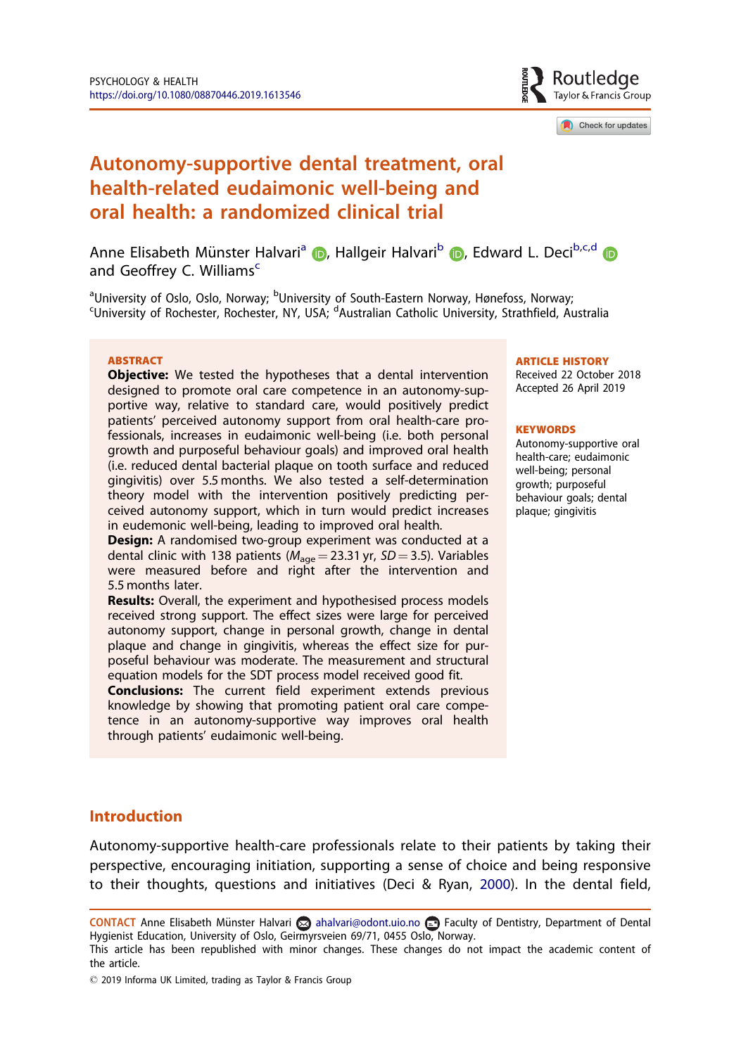# Autonomy-supportive dental treatment, oral health-related eudaimonic well-being and oral health: a randomized clinical trial

Anne Elisabeth Münster Halvari[a], Hallgeir Halvari[b], Edward L. Deci[b,c,d] and Geoffrey C. Williams[c]

[a]University of Oslo, Oslo, Norway; [b]University of South-Eastern Norway, Hønefoss, Norway; [c]University of Rochester, Rochester, NY, USA; [d]Australian Catholic University, Strathfield, Australia

## ABSTRACT

**Objective:** We tested the hypotheses that a dental intervention designed to promote oral care competence in an autonomy-supportive way, relative to standard care, would positively predict patients' perceived autonomy support from oral health-care professionals, increases in eudaimonic well-being (i.e. both personal growth and purposeful behaviour goals) and improved oral health (i.e. reduced dental bacterial plaque on tooth surface and reduced gingivitis) over 5.5 months. We also tested a self-determination theory model with the intervention positively predicting perceived autonomy support, which in turn would predict increases in eudemonic well-being, leading to improved oral health.

**Design:** A randomised two-group experiment was conducted at a dental clinic with 138 patients ($M_{age} = 23.31$ yr, $SD = 3.5$). Variables were measured before and right after the intervention and 5.5 months later.

**Results:** Overall, the experiment and hypothesised process models received strong support. The effect sizes were large for perceived autonomy support, change in personal growth, change in dental plaque and change in gingivitis, whereas the effect size for purposeful behaviour was moderate. The measurement and structural equation models for the SDT process model received good fit.

**Conclusions:** The current field experiment extends previous knowledge by showing that promoting patient oral care competence in an autonomy-supportive way improves oral health through patients' eudaimonic well-being.

**ARTICLE HISTORY**
Received 22 October 2018
Accepted 26 April 2019

**KEYWORDS**
Autonomy-supportive oral health-care; eudaimonic well-being; personal growth; purposeful behaviour goals; dental plaque; gingivitis

## Introduction

Autonomy-supportive health-care professionals relate to their patients by taking their perspective, encouraging initiation, supporting a sense of choice and being responsive to their thoughts, questions and initiatives (Deci & Ryan, 2000). In the dental field,

---

CONTACT Anne Elisabeth Münster Halvari ahalvari@odont.uio.no Faculty of Dentistry, Department of Dental Hygienist Education, University of Oslo, Geirmyrsveien 69/71, 0455 Oslo, Norway.

This article has been republished with minor changes. These changes do not impact the academic content of the article.

© 2019 Informa UK Limited, trading as Taylor & Francis Group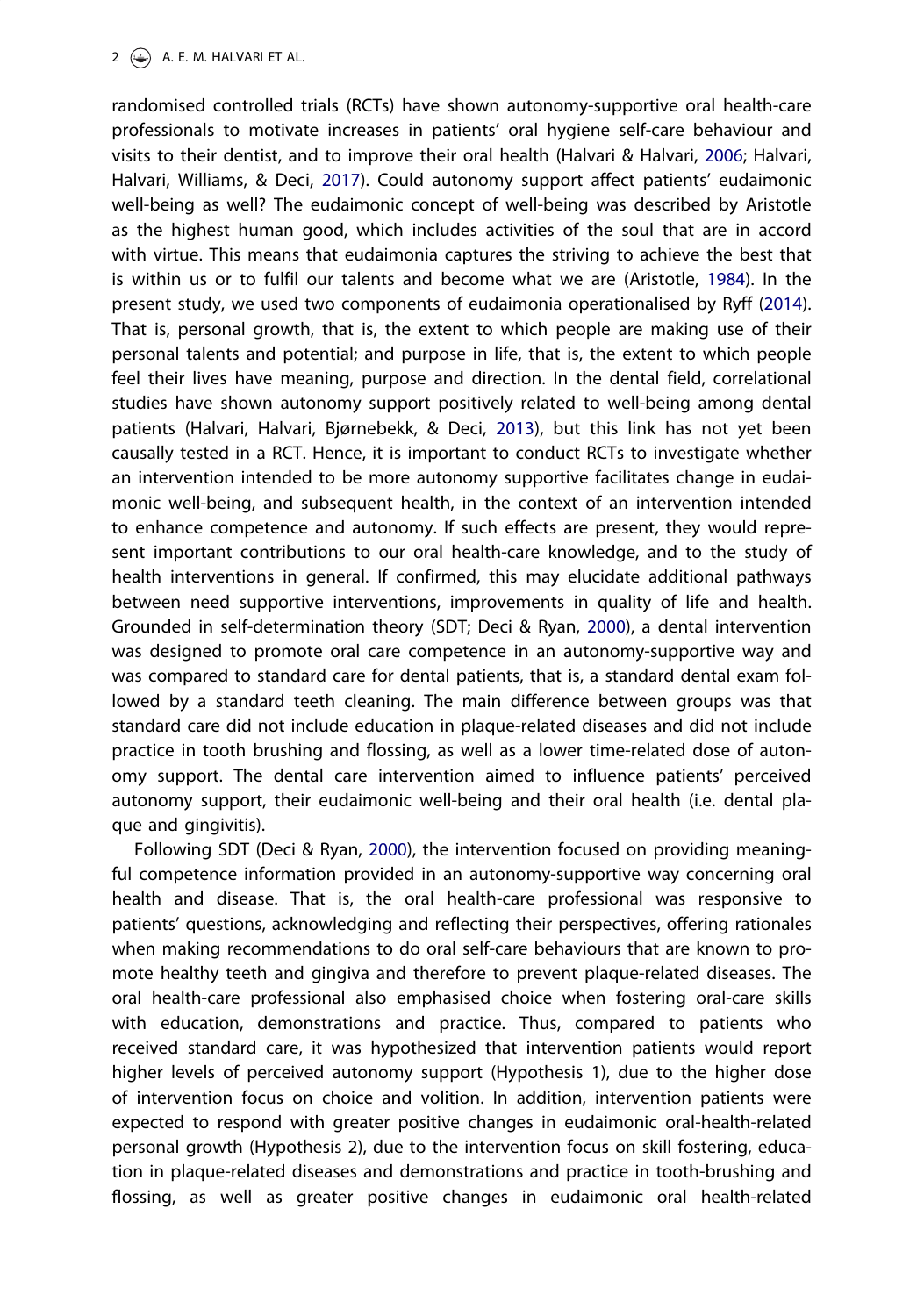randomised controlled trials (RCTs) have shown autonomy-supportive oral health-care professionals to motivate increases in patients' oral hygiene self-care behaviour and visits to their dentist, and to improve their oral health (Halvari & Halvari, 2006; Halvari, Halvari, Williams, & Deci, 2017). Could autonomy support affect patients' eudaimonic well-being as well? The eudaimonic concept of well-being was described by Aristotle as the highest human good, which includes activities of the soul that are in accord with virtue. This means that eudaimonia captures the striving to achieve the best that is within us or to fulfil our talents and become what we are (Aristotle, 1984). In the present study, we used two components of eudaimonia operationalised by Ryff (2014). That is, personal growth, that is, the extent to which people are making use of their personal talents and potential; and purpose in life, that is, the extent to which people feel their lives have meaning, purpose and direction. In the dental field, correlational studies have shown autonomy support positively related to well-being among dental patients (Halvari, Halvari, Bjørnebekk, & Deci, 2013), but this link has not yet been causally tested in a RCT. Hence, it is important to conduct RCTs to investigate whether an intervention intended to be more autonomy supportive facilitates change in eudaimonic well-being, and subsequent health, in the context of an intervention intended to enhance competence and autonomy. If such effects are present, they would represent important contributions to our oral health-care knowledge, and to the study of health interventions in general. If confirmed, this may elucidate additional pathways between need supportive interventions, improvements in quality of life and health. Grounded in self-determination theory (SDT; Deci & Ryan, 2000), a dental intervention was designed to promote oral care competence in an autonomy-supportive way and was compared to standard care for dental patients, that is, a standard dental exam followed by a standard teeth cleaning. The main difference between groups was that standard care did not include education in plaque-related diseases and did not include practice in tooth brushing and flossing, as well as a lower time-related dose of autonomy support. The dental care intervention aimed to influence patients' perceived autonomy support, their eudaimonic well-being and their oral health (i.e. dental plaque and gingivitis).

Following SDT (Deci & Ryan, 2000), the intervention focused on providing meaningful competence information provided in an autonomy-supportive way concerning oral health and disease. That is, the oral health-care professional was responsive to patients' questions, acknowledging and reflecting their perspectives, offering rationales when making recommendations to do oral self-care behaviours that are known to promote healthy teeth and gingiva and therefore to prevent plaque-related diseases. The oral health-care professional also emphasised choice when fostering oral-care skills with education, demonstrations and practice. Thus, compared to patients who received standard care, it was hypothesized that intervention patients would report higher levels of perceived autonomy support (Hypothesis 1), due to the higher dose of intervention focus on choice and volition. In addition, intervention patients were expected to respond with greater positive changes in eudaimonic oral-health-related personal growth (Hypothesis 2), due to the intervention focus on skill fostering, education in plaque-related diseases and demonstrations and practice in tooth-brushing and flossing, as well as greater positive changes in eudaimonic oral health-related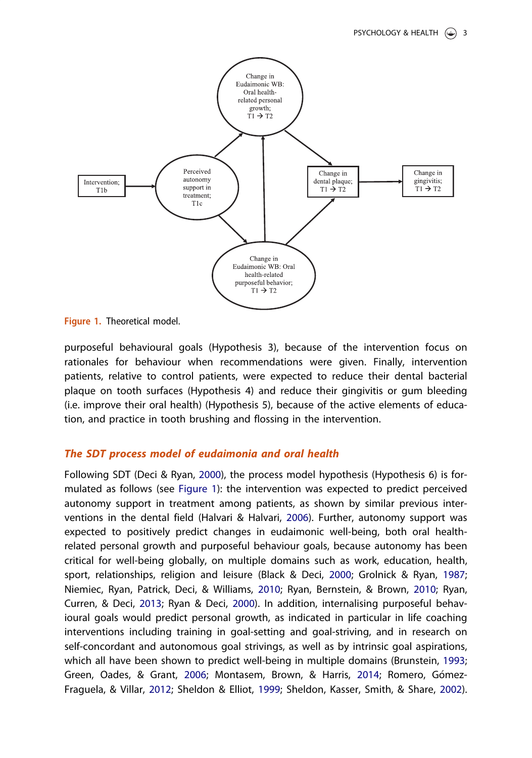Figure 1. Theoretical model.

purposeful behavioural goals (Hypothesis 3), because of the intervention focus on rationales for behaviour when recommendations were given. Finally, intervention patients, relative to control patients, were expected to reduce their dental bacterial plaque on tooth surfaces (Hypothesis 4) and reduce their gingivitis or gum bleeding (i.e. improve their oral health) (Hypothesis 5), because of the active elements of education, and practice in tooth brushing and flossing in the intervention.

## *The SDT process model of eudaimonia and oral health*

Following SDT (Deci & Ryan, 2000), the process model hypothesis (Hypothesis 6) is formulated as follows (see Figure 1): the intervention was expected to predict perceived autonomy support in treatment among patients, as shown by similar previous interventions in the dental field (Halvari & Halvari, 2006). Further, autonomy support was expected to positively predict changes in eudaimonic well-being, both oral health-related personal growth and purposeful behaviour goals, because autonomy has been critical for well-being globally, on multiple domains such as work, education, health, sport, relationships, religion and leisure (Black & Deci, 2000; Grolnick & Ryan, 1987; Niemiec, Ryan, Patrick, Deci, & Williams, 2010; Ryan, Bernstein, & Brown, 2010; Ryan, Curren, & Deci, 2013; Ryan & Deci, 2000). In addition, internalising purposeful behavioural goals would predict personal growth, as indicated in particular in life coaching interventions including training in goal-setting and goal-striving, and in research on self-concordant and autonomous goal strivings, as well as by intrinsic goal aspirations, which all have been shown to predict well-being in multiple domains (Brunstein, 1993; Green, Oades, & Grant, 2006; Montasem, Brown, & Harris, 2014; Romero, Gómez-Fraguela, & Villar, 2012; Sheldon & Elliot, 1999; Sheldon, Kasser, Smith, & Share, 2002).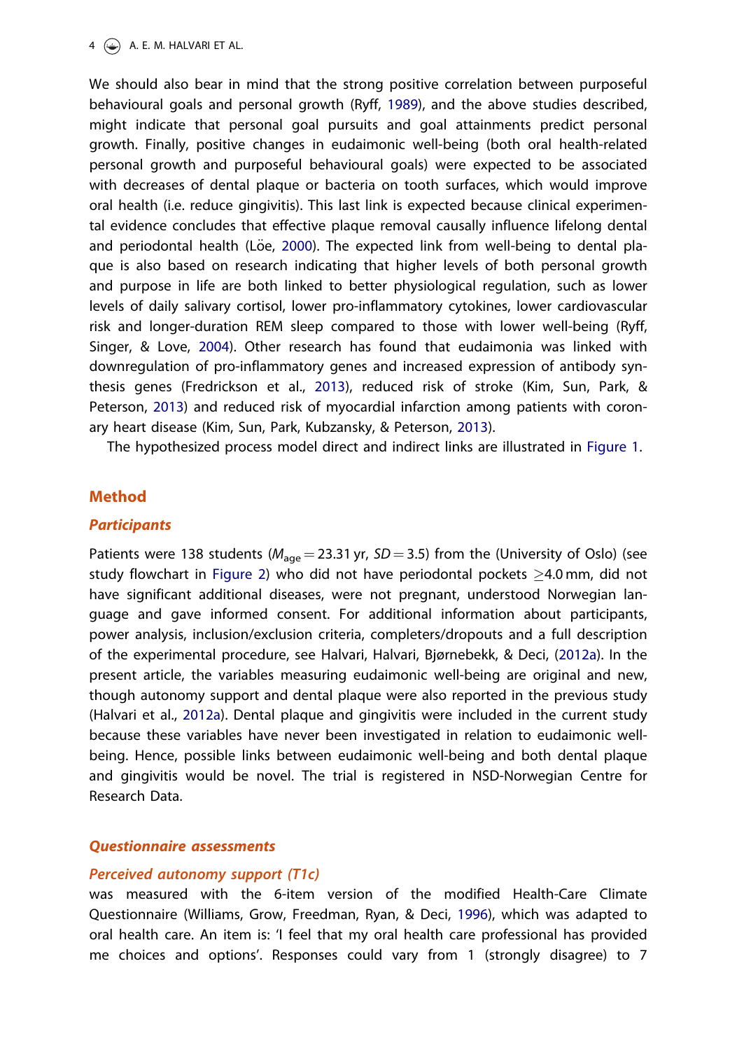We should also bear in mind that the strong positive correlation between purposeful behavioural goals and personal growth (Ryff, 1989), and the above studies described, might indicate that personal goal pursuits and goal attainments predict personal growth. Finally, positive changes in eudaimonic well-being (both oral health-related personal growth and purposeful behavioural goals) were expected to be associated with decreases of dental plaque or bacteria on tooth surfaces, which would improve oral health (i.e. reduce gingivitis). This last link is expected because clinical experimental evidence concludes that effective plaque removal causally influence lifelong dental and periodontal health (Löe, 2000). The expected link from well-being to dental plaque is also based on research indicating that higher levels of both personal growth and purpose in life are both linked to better physiological regulation, such as lower levels of daily salivary cortisol, lower pro-inflammatory cytokines, lower cardiovascular risk and longer-duration REM sleep compared to those with lower well-being (Ryff, Singer, & Love, 2004). Other research has found that eudaimonia was linked with downregulation of pro-inflammatory genes and increased expression of antibody synthesis genes (Fredrickson et al., 2013), reduced risk of stroke (Kim, Sun, Park, & Peterson, 2013) and reduced risk of myocardial infarction among patients with coronary heart disease (Kim, Sun, Park, Kubzansky, & Peterson, 2013).

The hypothesized process model direct and indirect links are illustrated in Figure 1.

## Method

### Participants

Patients were 138 students ($M_{age} = 23.31$ yr, $SD = 3.5$) from the (University of Oslo) (see study flowchart in Figure 2) who did not have periodontal pockets $\geq 4.0$ mm, did not have significant additional diseases, were not pregnant, understood Norwegian language and gave informed consent. For additional information about participants, power analysis, inclusion/exclusion criteria, completers/dropouts and a full description of the experimental procedure, see Halvari, Halvari, Bjørnebekk, & Deci, (2012a). In the present article, the variables measuring eudaimonic well-being are original and new, though autonomy support and dental plaque were also reported in the previous study (Halvari et al., 2012a). Dental plaque and gingivitis were included in the current study because these variables have never been investigated in relation to eudaimonic well-being. Hence, possible links between eudaimonic well-being and both dental plaque and gingivitis would be novel. The trial is registered in NSD-Norwegian Centre for Research Data.

### Questionnaire assessments

#### Perceived autonomy support (T1c)

was measured with the 6-item version of the modified Health-Care Climate Questionnaire (Williams, Grow, Freedman, Ryan, & Deci, 1996), which was adapted to oral health care. An item is: 'I feel that my oral health care professional has provided me choices and options'. Responses could vary from 1 (strongly disagree) to 7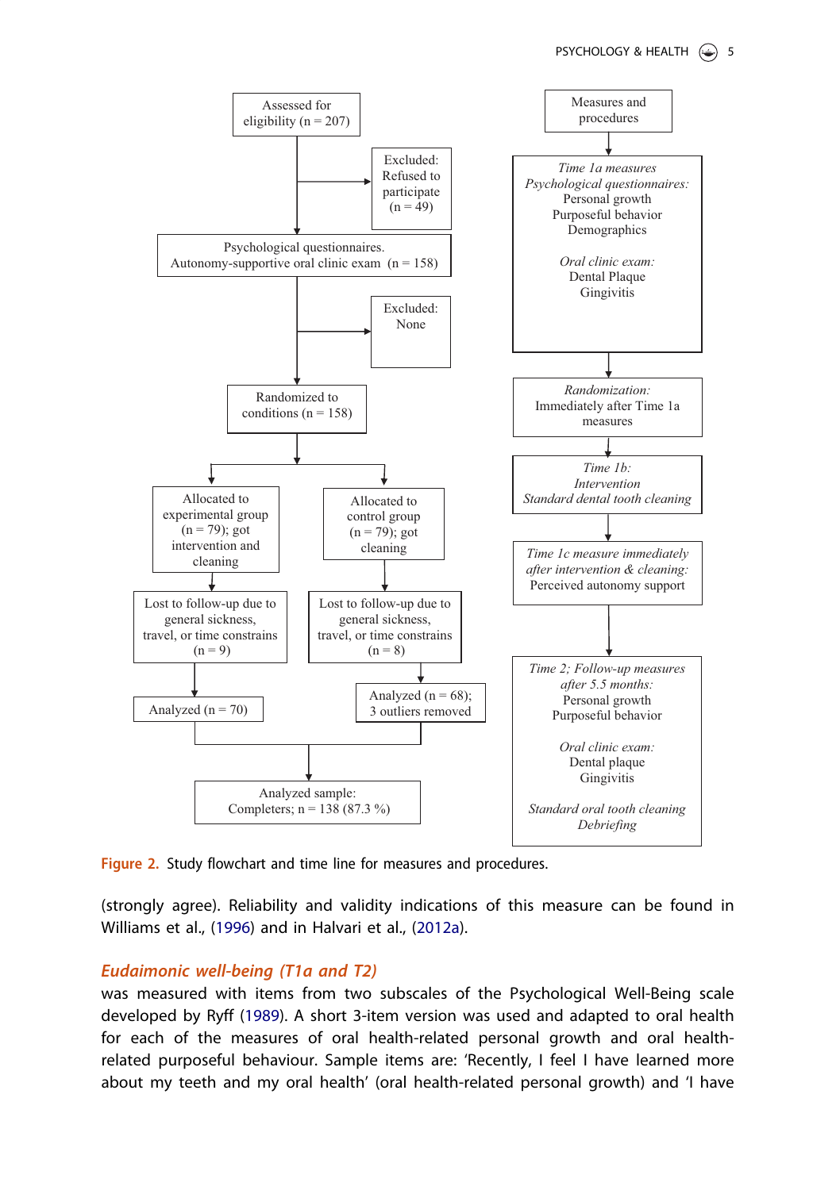Assessed for eligibility (n = 207)

Excluded: Refused to participate (n = 49)

Psychological questionnaires. Autonomy-supportive oral clinic exam (n = 158)

Excluded: None

Randomized to conditions (n = 158)

Allocated to experimental group (n = 79); got intervention and cleaning

Allocated to control group (n = 79); got cleaning

Lost to follow-up due to general sickness, travel, or time constrains (n = 9)

Lost to follow-up due to general sickness, travel, or time constrains (n = 8)

Analyzed (n = 70)

Analyzed (n = 68); 3 outliers removed

Analyzed sample: Completers; n = 138 (87.3 %)

Measures and procedures

*Time 1a measures*
*Psychological questionnaires:*
Personal growth
Purposeful behavior
Demographics

*Oral clinic exam:*
Dental Plaque
Gingivitis

*Randomization:*
Immediately after Time 1a measures

*Time 1b:*
*Intervention*
*Standard dental tooth cleaning*

*Time 1c measure immediately after intervention & cleaning:*
Perceived autonomy support

*Time 2; Follow-up measures after 5.5 months:*
Personal growth
Purposeful behavior

*Oral clinic exam:*
Dental plaque
Gingivitis

*Standard oral tooth cleaning*
*Debriefing*

Figure 2. Study flowchart and time line for measures and procedures.

(strongly agree). Reliability and validity indications of this measure can be found in Williams et al., (1996) and in Halvari et al., (2012a).

### *Eudaimonic well-being (T1a and T2)*

was measured with items from two subscales of the Psychological Well-Being scale developed by Ryff (1989). A short 3-item version was used and adapted to oral health for each of the measures of oral health-related personal growth and oral health-related purposeful behaviour. Sample items are: 'Recently, I feel I have learned more about my teeth and my oral health' (oral health-related personal growth) and 'I have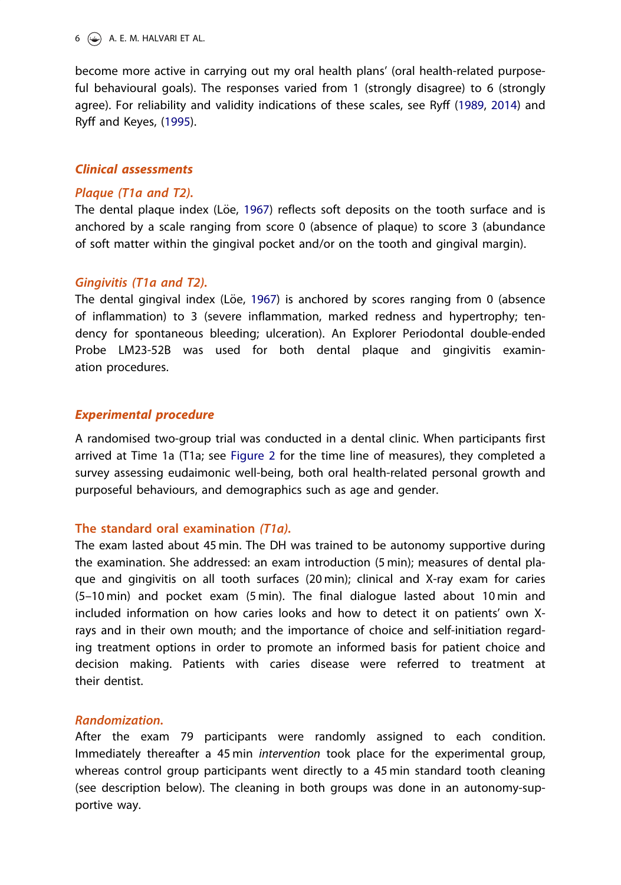become more active in carrying out my oral health plans' (oral health-related purposeful behavioural goals). The responses varied from 1 (strongly disagree) to 6 (strongly agree). For reliability and validity indications of these scales, see Ryff (1989, 2014) and Ryff and Keyes, (1995).

## *Clinical assessments*

### *Plaque (T1a and T2).*

The dental plaque index (Löe, 1967) reflects soft deposits on the tooth surface and is anchored by a scale ranging from score 0 (absence of plaque) to score 3 (abundance of soft matter within the gingival pocket and/or on the tooth and gingival margin).

### *Gingivitis (T1a and T2).*

The dental gingival index (Löe, 1967) is anchored by scores ranging from 0 (absence of inflammation) to 3 (severe inflammation, marked redness and hypertrophy; tendency for spontaneous bleeding; ulceration). An Explorer Periodontal double-ended Probe LM23-52B was used for both dental plaque and gingivitis examination procedures.

## *Experimental procedure*

A randomised two-group trial was conducted in a dental clinic. When participants first arrived at Time 1a (T1a; see Figure 2 for the time line of measures), they completed a survey assessing eudaimonic well-being, both oral health-related personal growth and purposeful behaviours, and demographics such as age and gender.

### The standard oral examination *(T1a).*

The exam lasted about 45 min. The DH was trained to be autonomy supportive during the examination. She addressed: an exam introduction (5 min); measures of dental plaque and gingivitis on all tooth surfaces (20 min); clinical and X-ray exam for caries (5–10 min) and pocket exam (5 min). The final dialogue lasted about 10 min and included information on how caries looks and how to detect it on patients' own X-rays and in their own mouth; and the importance of choice and self-initiation regarding treatment options in order to promote an informed basis for patient choice and decision making. Patients with caries disease were referred to treatment at their dentist.

### *Randomization.*

After the exam 79 participants were randomly assigned to each condition. Immediately thereafter a 45 min *intervention* took place for the experimental group, whereas control group participants went directly to a 45 min standard tooth cleaning (see description below). The cleaning in both groups was done in an autonomy-supportive way.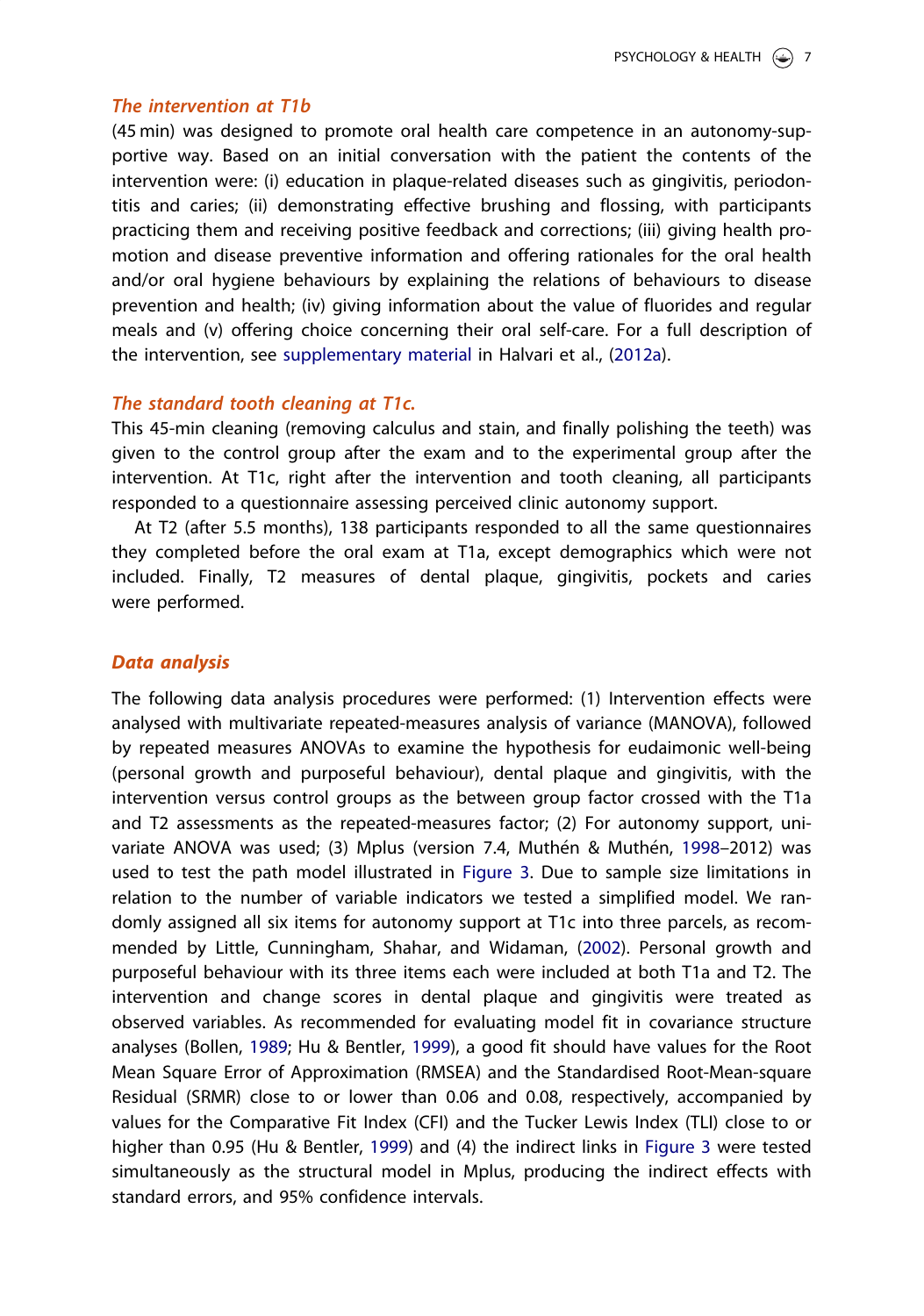### *The intervention at T1b*

(45 min) was designed to promote oral health care competence in an autonomy-supportive way. Based on an initial conversation with the patient the contents of the intervention were: (i) education in plaque-related diseases such as gingivitis, periodontitis and caries; (ii) demonstrating effective brushing and flossing, with participants practicing them and receiving positive feedback and corrections; (iii) giving health promotion and disease preventive information and offering rationales for the oral health and/or oral hygiene behaviours by explaining the relations of behaviours to disease prevention and health; (iv) giving information about the value of fluorides and regular meals and (v) offering choice concerning their oral self-care. For a full description of the intervention, see supplementary material in Halvari et al., (2012a).

### *The standard tooth cleaning at T1c.*

This 45-min cleaning (removing calculus and stain, and finally polishing the teeth) was given to the control group after the exam and to the experimental group after the intervention. At T1c, right after the intervention and tooth cleaning, all participants responded to a questionnaire assessing perceived clinic autonomy support.

At T2 (after 5.5 months), 138 participants responded to all the same questionnaires they completed before the oral exam at T1a, except demographics which were not included. Finally, T2 measures of dental plaque, gingivitis, pockets and caries were performed.

## *Data analysis*

The following data analysis procedures were performed: (1) Intervention effects were analysed with multivariate repeated-measures analysis of variance (MANOVA), followed by repeated measures ANOVAs to examine the hypothesis for eudaimonic well-being (personal growth and purposeful behaviour), dental plaque and gingivitis, with the intervention versus control groups as the between group factor crossed with the T1a and T2 assessments as the repeated-measures factor; (2) For autonomy support, univariate ANOVA was used; (3) Mplus (version 7.4, Muthén & Muthén, 1998–2012) was used to test the path model illustrated in Figure 3. Due to sample size limitations in relation to the number of variable indicators we tested a simplified model. We randomly assigned all six items for autonomy support at T1c into three parcels, as recommended by Little, Cunningham, Shahar, and Widaman, (2002). Personal growth and purposeful behaviour with its three items each were included at both T1a and T2. The intervention and change scores in dental plaque and gingivitis were treated as observed variables. As recommended for evaluating model fit in covariance structure analyses (Bollen, 1989; Hu & Bentler, 1999), a good fit should have values for the Root Mean Square Error of Approximation (RMSEA) and the Standardised Root-Mean-square Residual (SRMR) close to or lower than 0.06 and 0.08, respectively, accompanied by values for the Comparative Fit Index (CFI) and the Tucker Lewis Index (TLI) close to or higher than 0.95 (Hu & Bentler, 1999) and (4) the indirect links in Figure 3 were tested simultaneously as the structural model in Mplus, producing the indirect effects with standard errors, and 95% confidence intervals.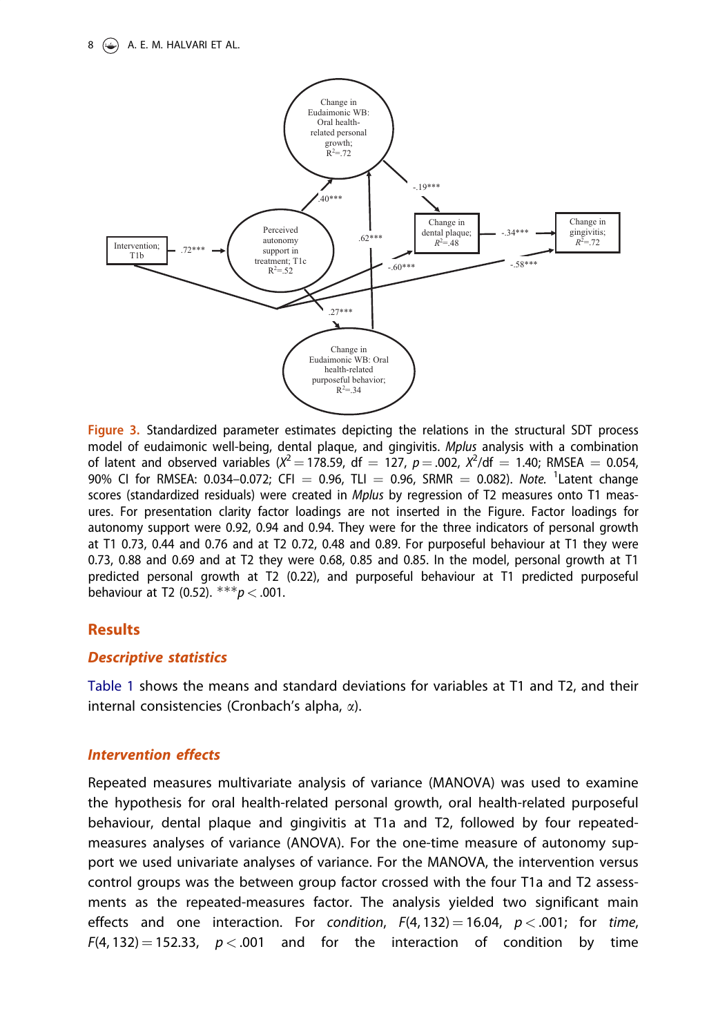Figure 3. Standardized parameter estimates depicting the relations in the structural SDT process model of eudaimonic well-being, dental plaque, and gingivitis. *Mplus* analysis with a combination of latent and observed variables ($X^2 = 178.59$, df = 127, $p = .002$, $X^2$/df = 1.40; RMSEA = 0.054, 90% CI for RMSEA: 0.034–0.072; CFI = 0.96, TLI = 0.96, SRMR = 0.082). *Note.* [1]Latent change scores (standardized residuals) were created in *Mplus* by regression of T2 measures onto T1 measures. For presentation clarity factor loadings are not inserted in the Figure. Factor loadings for autonomy support were 0.92, 0.94 and 0.94. They were for the three indicators of personal growth at T1 0.73, 0.44 and 0.76 and at T2 0.72, 0.48 and 0.89. For purposeful behaviour at T1 they were 0.73, 0.88 and 0.69 and at T2 they were 0.68, 0.85 and 0.85. In the model, personal growth at T1 predicted personal growth at T2 (0.22), and purposeful behaviour at T1 predicted purposeful behaviour at T2 (0.52). ***$p < .001$.

## Results

### *Descriptive statistics*

Table 1 shows the means and standard deviations for variables at T1 and T2, and their internal consistencies (Cronbach's alpha, $\alpha$).

### *Intervention effects*

Repeated measures multivariate analysis of variance (MANOVA) was used to examine the hypothesis for oral health-related personal growth, oral health-related purposeful behaviour, dental plaque and gingivitis at T1a and T2, followed by four repeated-measures analyses of variance (ANOVA). For the one-time measure of autonomy support we used univariate analyses of variance. For the MANOVA, the intervention versus control groups was the between group factor crossed with the four T1a and T2 assessments as the repeated-measures factor. The analysis yielded two significant main effects and one interaction. For *condition*, $F(4, 132) = 16.04$, $p < .001$; for *time*, $F(4, 132) = 152.33$, $p < .001$ and for the interaction of condition by time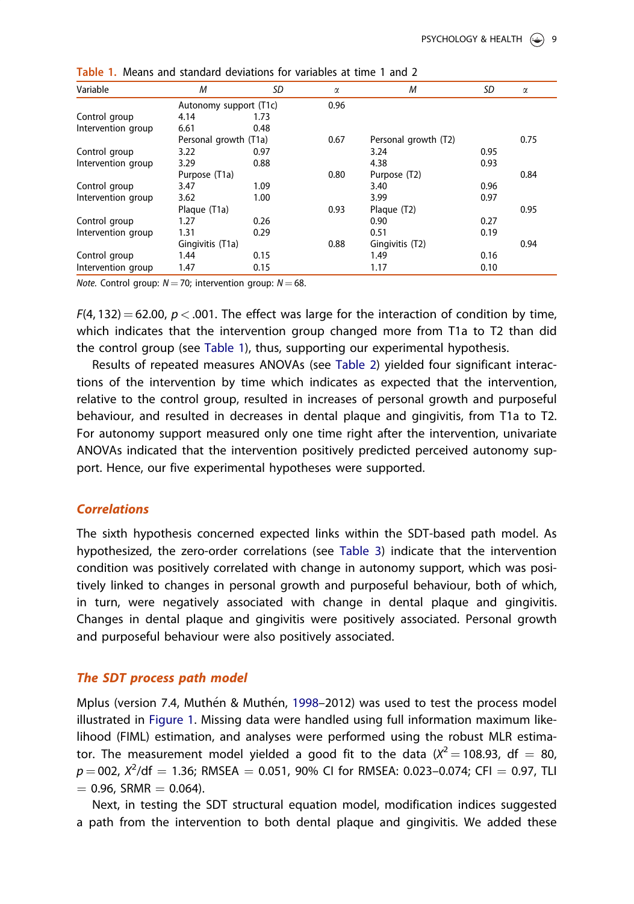**Table 1.** Means and standard deviations for variables at time 1 and 2

| Variable | *M* | *SD* | α | *M* | *SD* | α |
|---|---|---|---|---|---|---|
| | Autonomy support (T1c) | | 0.96 | | | |
| Control group | 4.14 | 1.73 | | | | |
| Intervention group | 6.61 | 0.48 | | | | |
| | Personal growth (T1a) | | 0.67 | Personal growth (T2) | | 0.75 |
| Control group | 3.22 | 0.97 | | 3.24 | 0.95 | |
| Intervention group | 3.29 | 0.88 | | 4.38 | 0.93 | |
| | Purpose (T1a) | | 0.80 | Purpose (T2) | | 0.84 |
| Control group | 3.47 | 1.09 | | 3.40 | 0.96 | |
| Intervention group | 3.62 | 1.00 | | 3.99 | 0.97 | |
| | Plaque (T1a) | | 0.93 | Plaque (T2) | | 0.95 |
| Control group | 1.27 | 0.26 | | 0.90 | 0.27 | |
| Intervention group | 1.31 | 0.29 | | 0.51 | 0.19 | |
| | Gingivitis (T1a) | | 0.88 | Gingivitis (T2) | | 0.94 |
| Control group | 1.44 | 0.15 | | 1.49 | 0.16 | |
| Intervention group | 1.47 | 0.15 | | 1.17 | 0.10 | |

*Note.* Control group: $N = 70$; intervention group: $N = 68$.

$F(4, 132) = 62.00$, $p < .001$. The effect was large for the interaction of condition by time, which indicates that the intervention group changed more from T1a to T2 than did the control group (see Table 1), thus, supporting our experimental hypothesis.

Results of repeated measures ANOVAs (see Table 2) yielded four significant interactions of the intervention by time which indicates as expected that the intervention, relative to the control group, resulted in increases of personal growth and purposeful behaviour, and resulted in decreases in dental plaque and gingivitis, from T1a to T2. For autonomy support measured only one time right after the intervention, univariate ANOVAs indicated that the intervention positively predicted perceived autonomy support. Hence, our five experimental hypotheses were supported.

## Correlations

The sixth hypothesis concerned expected links within the SDT-based path model. As hypothesized, the zero-order correlations (see Table 3) indicate that the intervention condition was positively correlated with change in autonomy support, which was positively linked to changes in personal growth and purposeful behaviour, both of which, in turn, were negatively associated with change in dental plaque and gingivitis. Changes in dental plaque and gingivitis were positively associated. Personal growth and purposeful behaviour were also positively associated.

## The SDT process path model

Mplus (version 7.4, Muthén & Muthén, 1998–2012) was used to test the process model illustrated in Figure 1. Missing data were handled using full information maximum likelihood (FIML) estimation, and analyses were performed using the robust MLR estimator. The measurement model yielded a good fit to the data ($X^2 = 108.93$, df = 80, $p = 002$, $X^2$/df = 1.36; RMSEA = 0.051, 90% CI for RMSEA: 0.023–0.074; CFI = 0.97, TLI = 0.96, SRMR = 0.064).

Next, in testing the SDT structural equation model, modification indices suggested a path from the intervention to both dental plaque and gingivitis. We added these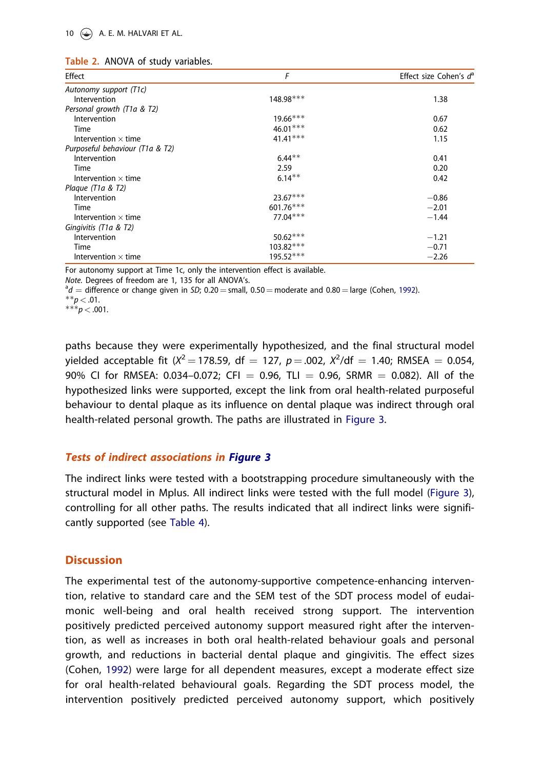**Table 2.** ANOVA of study variables.

| Effect | $F$ | Effect size Cohen's $d$[a] |
|---|---|---|
| *Autonomy support (T1c)* | | |
| Intervention | 148.98*** | 1.38 |
| *Personal growth (T1a & T2)* | | |
| Intervention | 19.66*** | 0.67 |
| Time | 46.01*** | 0.62 |
| Intervention × time | 41.41*** | 1.15 |
| *Purposeful behaviour (T1a & T2)* | | |
| Intervention | 6.44** | 0.41 |
| Time | 2.59 | 0.20 |
| Intervention × time | 6.14** | 0.42 |
| *Plaque (T1a & T2)* | | |
| Intervention | 23.67*** | −0.86 |
| Time | 601.76*** | −2.01 |
| Intervention × time | 77.04*** | −1.44 |
| *Gingivitis (T1a & T2)* | | |
| Intervention | 50.62*** | −1.21 |
| Time | 103.82*** | −0.71 |
| Intervention × time | 195.52*** | −2.26 |

For autonomy support at Time 1c, only the intervention effect is available.
*Note.* Degrees of freedom are 1, 135 for all ANOVA's.
[a]$d$ = difference or change given in *SD*; 0.20 = small, 0.50 = moderate and 0.80 = large (Cohen, 1992).
**$p < .01$.
***$p < .001$.

paths because they were experimentally hypothesized, and the final structural model yielded acceptable fit ($X^2 = 178.59$, df = 127, $p = .002$, $X^2$/df = 1.40; RMSEA = 0.054, 90% CI for RMSEA: 0.034–0.072; CFI = 0.96, TLI = 0.96, SRMR = 0.082). All of the hypothesized links were supported, except the link from oral health-related purposeful behaviour to dental plaque as its influence on dental plaque was indirect through oral health-related personal growth. The paths are illustrated in Figure 3.

### *Tests of indirect associations in Figure 3*

The indirect links were tested with a bootstrapping procedure simultaneously with the structural model in Mplus. All indirect links were tested with the full model (Figure 3), controlling for all other paths. The results indicated that all indirect links were significantly supported (see Table 4).

## Discussion

The experimental test of the autonomy-supportive competence-enhancing intervention, relative to standard care and the SEM test of the SDT process model of eudaimonic well-being and oral health received strong support. The intervention positively predicted perceived autonomy support measured right after the intervention, as well as increases in both oral health-related behaviour goals and personal growth, and reductions in bacterial dental plaque and gingivitis. The effect sizes (Cohen, 1992) were large for all dependent measures, except a moderate effect size for oral health-related behavioural goals. Regarding the SDT process model, the intervention positively predicted perceived autonomy support, which positively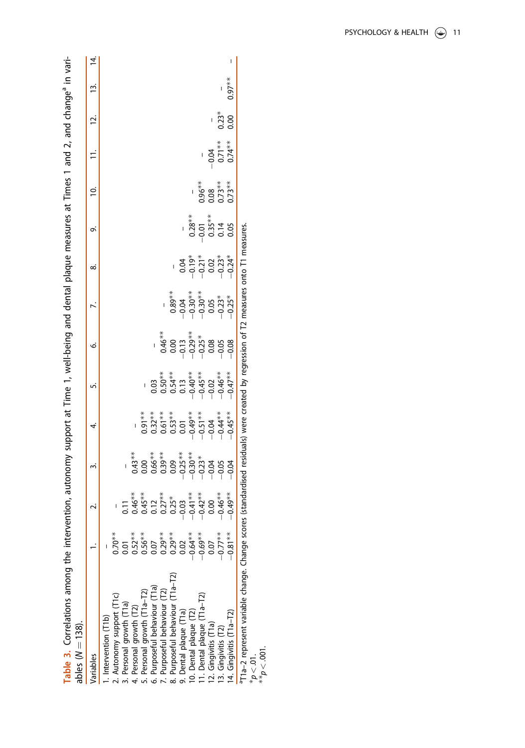**Table 3.** Correlations among the intervention, autonomy support at Time 1, well-being and dental plaque measures at Times 1 and 2, and change[a] in variables ($N = 138$).

| Variables | 1. | 2. | 3. | 4. | 5. | 6. | 7. | 8. | 9. | 10. | 11. | 12. | 13. | 14. |
|---|---|---|---|---|---|---|---|---|---|---|---|---|---|---|
| 1. Intervention (T1b) | – | | | | | | | | | | | | | |
| 2. Autonomy support (T1c) | 0.70** | – | | | | | | | | | | | | |
| 3. Personal growth (T1a) | 0.01 | 0.11 | – | | | | | | | | | | | |
| 4. Personal growth (T2) | 0.52** | 0.46** | 0.43** | – | | | | | | | | | | |
| 5. Personal growth (T1a–T2) | 0.56** | 0.45** | 0.00 | 0.91** | – | | | | | | | | | |
| 6. Purposeful behaviour (T1a) | 0.07 | 0.12 | 0.66** | 0.32** | 0.03 | – | | | | | | | | |
| 7. Purposeful behaviour (T2) | 0.29** | 0.27** | 0.39** | 0.61** | 0.50** | 0.46** | – | | | | | | | |
| 8. Purposeful behaviour (T1a–T2) | 0.29** | 0.25* | 0.09 | 0.53** | 0.54** | 0.00 | 0.89** | – | | | | | | |
| 9. Dental plaque (T1a) | 0.02 | −0.03 | −0.25** | 0.01 | 0.13 | −0.13 | −0.04 | 0.04 | – | | | | | |
| 10. Dental plaque (T2) | −0.64** | −0.41** | −0.30** | −0.49** | −0.40** | −0.29** | −0.30** | −0.19* | 0.28** | – | | | | |
| 11. Dental plaque (T1a–T2) | −0.69** | −0.42** | −0.23* | −0.51** | −0.45** | −0.25* | −0.30** | −0.21* | −0.01 | 0.96** | – | | | |
| 12. Gingivitis (T1a) | 0.07 | 0.00 | −0.04 | −0.04 | −0.02 | 0.08 | 0.05 | 0.02 | 0.35** | 0.08 | −0.04 | – | | |
| 13. Gingivitis (T2) | −0.77** | −0.46** | −0.05 | −0.44** | −0.46** | −0.05 | −0.23* | −0.23* | 0.14 | 0.73** | 0.71** | 0.23* | – | |
| 14. Gingivitis (T1a–T2) | −0.81** | −0.49** | −0.04 | −0.45** | −0.47** | −0.08 | −0.25* | −0.24* | 0.05 | 0.73** | 0.74** | 0.00 | 0.97** | – |

[a]T1a–2 represent variable change. Change scores (standardised residuals) were created by regression of T2 measures onto T1 measures.
*$p < .01$.
**$p < .001$.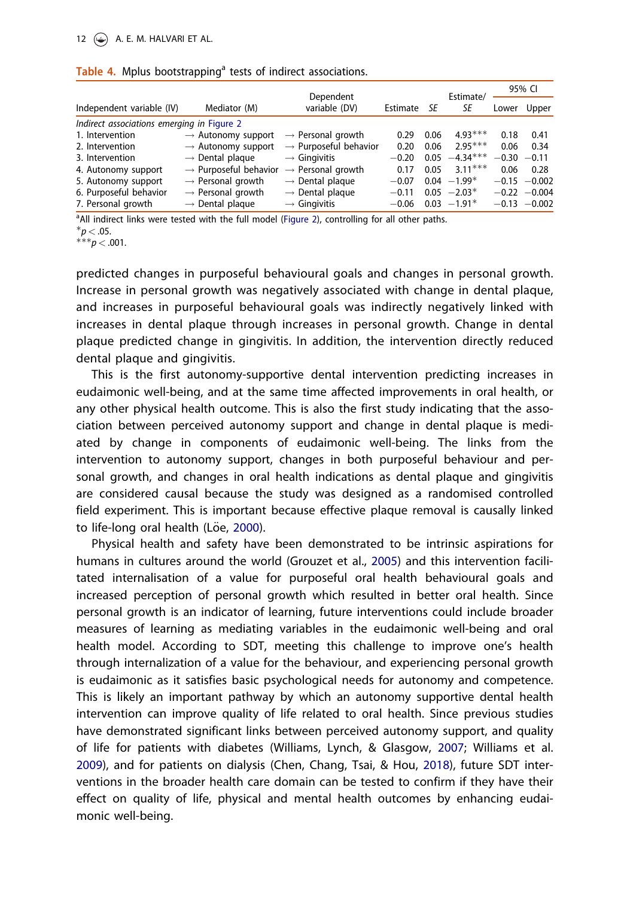**Table 4.** Mplus bootstrapping[a] tests of indirect associations.

| Independent variable (IV) | Mediator (M) | Dependent variable (DV) | Estimate | *SE* | Estimate/*SE* | 95% CI | |
|---|---|---|---|---|---|---|---|
| | | | | | | Lower | Upper |
| *Indirect associations emerging in Figure 2* | | | | | | | |
| 1. Intervention | → Autonomy support | → Personal growth | 0.29 | 0.06 | 4.93*** | 0.18 | 0.41 |
| 2. Intervention | → Autonomy support | → Purposeful behavior | 0.20 | 0.06 | 2.95*** | 0.06 | 0.34 |
| 3. Intervention | → Dental plaque | → Gingivitis | −0.20 | 0.05 | −4.34*** | −0.30 | −0.11 |
| 4. Autonomy support | → Purposeful behavior | → Personal growth | 0.17 | 0.05 | 3.11*** | 0.06 | 0.28 |
| 5. Autonomy support | → Personal growth | → Dental plaque | −0.07 | 0.04 | −1.99* | −0.15 | −0.002 |
| 6. Purposeful behavior | → Personal growth | → Dental plaque | −0.11 | 0.05 | −2.03* | −0.22 | −0.004 |
| 7. Personal growth | → Dental plaque | → Gingivitis | −0.06 | 0.03 | −1.91* | −0.13 | −0.002 |

[a]All indirect links were tested with the full model (Figure 2), controlling for all other paths.
*$p < .05$.
***$p < .001$.

predicted changes in purposeful behavioural goals and changes in personal growth. Increase in personal growth was negatively associated with change in dental plaque, and increases in purposeful behavioural goals was indirectly negatively linked with increases in dental plaque through increases in personal growth. Change in dental plaque predicted change in gingivitis. In addition, the intervention directly reduced dental plaque and gingivitis.

This is the first autonomy-supportive dental intervention predicting increases in eudaimonic well-being, and at the same time affected improvements in oral health, or any other physical health outcome. This is also the first study indicating that the association between perceived autonomy support and change in dental plaque is mediated by change in components of eudaimonic well-being. The links from the intervention to autonomy support, changes in both purposeful behaviour and personal growth, and changes in oral health indications as dental plaque and gingivitis are considered causal because the study was designed as a randomised controlled field experiment. This is important because effective plaque removal is causally linked to life-long oral health (Löe, 2000).

Physical health and safety have been demonstrated to be intrinsic aspirations for humans in cultures around the world (Grouzet et al., 2005) and this intervention facilitated internalisation of a value for purposeful oral health behavioural goals and increased perception of personal growth which resulted in better oral health. Since personal growth is an indicator of learning, future interventions could include broader measures of learning as mediating variables in the eudaimonic well-being and oral health model. According to SDT, meeting this challenge to improve one's health through internalization of a value for the behaviour, and experiencing personal growth is eudaimonic as it satisfies basic psychological needs for autonomy and competence. This is likely an important pathway by which an autonomy supportive dental health intervention can improve quality of life related to oral health. Since previous studies have demonstrated significant links between perceived autonomy support, and quality of life for patients with diabetes (Williams, Lynch, & Glasgow, 2007; Williams et al. 2009), and for patients on dialysis (Chen, Chang, Tsai, & Hou, 2018), future SDT interventions in the broader health care domain can be tested to confirm if they have their effect on quality of life, physical and mental health outcomes by enhancing eudaimonic well-being.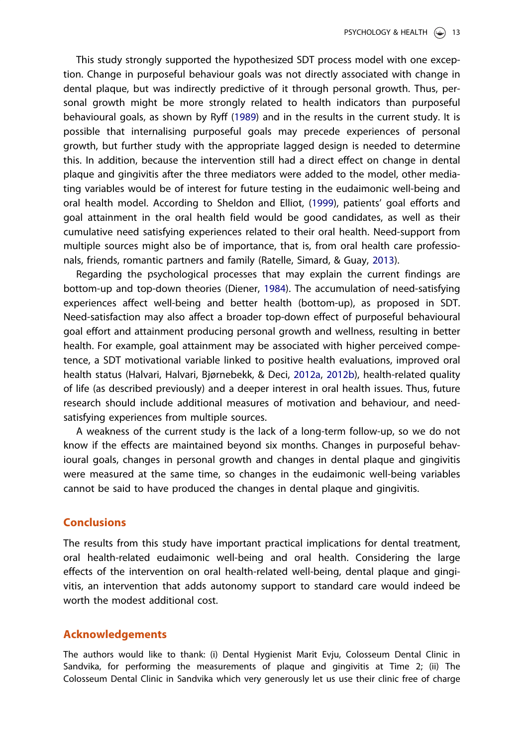This study strongly supported the hypothesized SDT process model with one exception. Change in purposeful behaviour goals was not directly associated with change in dental plaque, but was indirectly predictive of it through personal growth. Thus, personal growth might be more strongly related to health indicators than purposeful behavioural goals, as shown by Ryff (1989) and in the results in the current study. It is possible that internalising purposeful goals may precede experiences of personal growth, but further study with the appropriate lagged design is needed to determine this. In addition, because the intervention still had a direct effect on change in dental plaque and gingivitis after the three mediators were added to the model, other mediating variables would be of interest for future testing in the eudaimonic well-being and oral health model. According to Sheldon and Elliot, (1999), patients' goal efforts and goal attainment in the oral health field would be good candidates, as well as their cumulative need satisfying experiences related to their oral health. Need-support from multiple sources might also be of importance, that is, from oral health care professionals, friends, romantic partners and family (Ratelle, Simard, & Guay, 2013).

Regarding the psychological processes that may explain the current findings are bottom-up and top-down theories (Diener, 1984). The accumulation of need-satisfying experiences affect well-being and better health (bottom-up), as proposed in SDT. Need-satisfaction may also affect a broader top-down effect of purposeful behavioural goal effort and attainment producing personal growth and wellness, resulting in better health. For example, goal attainment may be associated with higher perceived competence, a SDT motivational variable linked to positive health evaluations, improved oral health status (Halvari, Halvari, Bjørnebekk, & Deci, 2012a, 2012b), health-related quality of life (as described previously) and a deeper interest in oral health issues. Thus, future research should include additional measures of motivation and behaviour, and need-satisfying experiences from multiple sources.

A weakness of the current study is the lack of a long-term follow-up, so we do not know if the effects are maintained beyond six months. Changes in purposeful behavioural goals, changes in personal growth and changes in dental plaque and gingivitis were measured at the same time, so changes in the eudaimonic well-being variables cannot be said to have produced the changes in dental plaque and gingivitis.

## Conclusions

The results from this study have important practical implications for dental treatment, oral health-related eudaimonic well-being and oral health. Considering the large effects of the intervention on oral health-related well-being, dental plaque and gingivitis, an intervention that adds autonomy support to standard care would indeed be worth the modest additional cost.

## Acknowledgements

The authors would like to thank: (i) Dental Hygienist Marit Evju, Colosseum Dental Clinic in Sandvika, for performing the measurements of plaque and gingivitis at Time 2; (ii) The Colosseum Dental Clinic in Sandvika which very generously let us use their clinic free of charge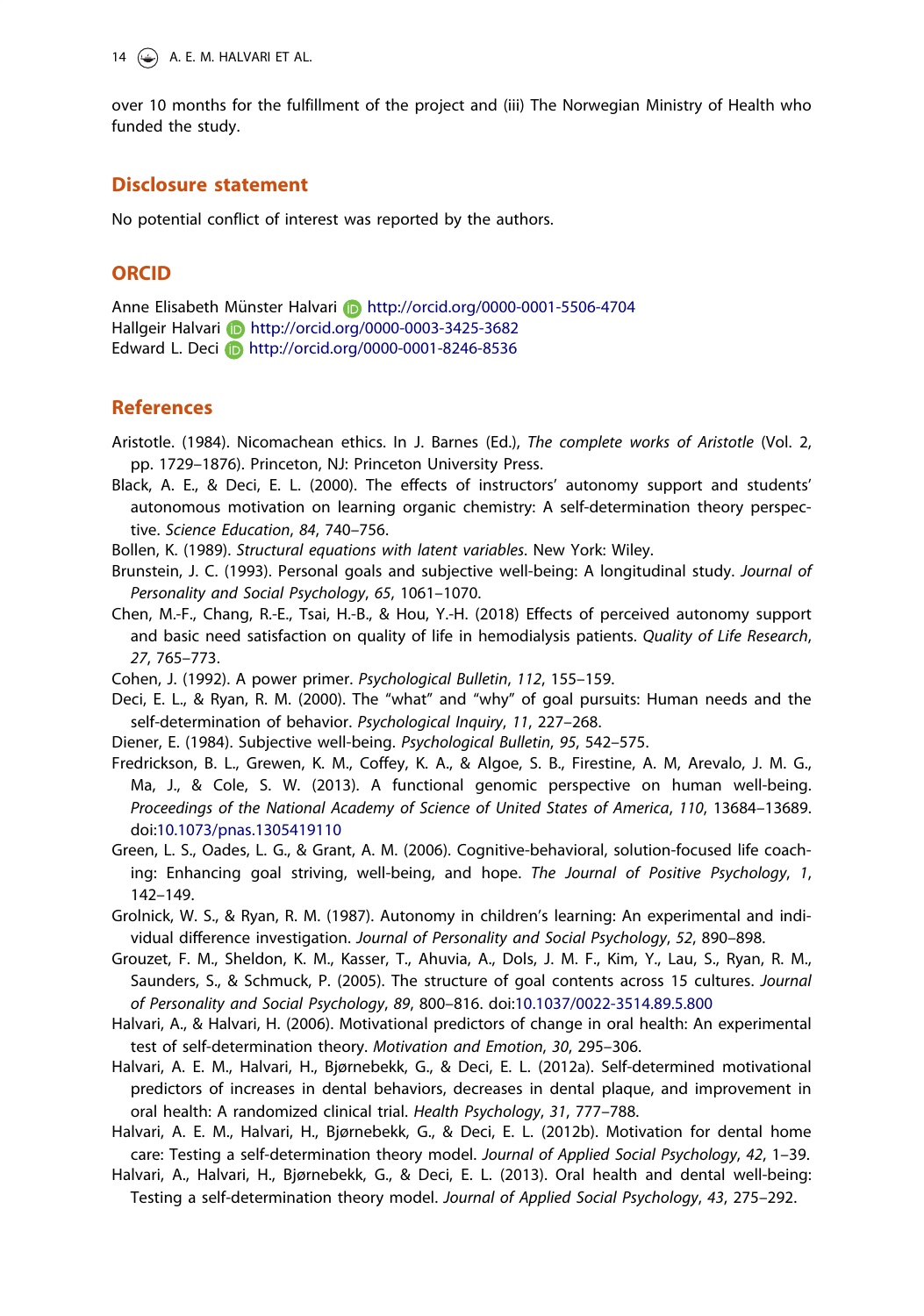over 10 months for the fulfillment of the project and (iii) The Norwegian Ministry of Health who funded the study.

## Disclosure statement

No potential conflict of interest was reported by the authors.

## ORCID

Anne Elisabeth Münster Halvari http://orcid.org/0000-0001-5506-4704
Hallgeir Halvari http://orcid.org/0000-0003-3425-3682
Edward L. Deci http://orcid.org/0000-0001-8246-8536

## References

Aristotle. (1984). Nicomachean ethics. In J. Barnes (Ed.), *The complete works of Aristotle* (Vol. 2, pp. 1729–1876). Princeton, NJ: Princeton University Press.

Black, A. E., & Deci, E. L. (2000). The effects of instructors' autonomy support and students' autonomous motivation on learning organic chemistry: A self-determination theory perspective. *Science Education*, *84*, 740–756.

Bollen, K. (1989). *Structural equations with latent variables*. New York: Wiley.

Brunstein, J. C. (1993). Personal goals and subjective well-being: A longitudinal study. *Journal of Personality and Social Psychology*, *65*, 1061–1070.

Chen, M.-F., Chang, R.-E., Tsai, H.-B., & Hou, Y.-H. (2018) Effects of perceived autonomy support and basic need satisfaction on quality of life in hemodialysis patients. *Quality of Life Research*, *27*, 765–773.

Cohen, J. (1992). A power primer. *Psychological Bulletin*, *112*, 155–159.

Deci, E. L., & Ryan, R. M. (2000). The "what" and "why" of goal pursuits: Human needs and the self-determination of behavior. *Psychological Inquiry*, *11*, 227–268.

Diener, E. (1984). Subjective well-being. *Psychological Bulletin*, *95*, 542–575.

Fredrickson, B. L., Grewen, K. M., Coffey, K. A., & Algoe, S. B., Firestine, A. M, Arevalo, J. M. G., Ma, J., & Cole, S. W. (2013). A functional genomic perspective on human well-being. *Proceedings of the National Academy of Science of United States of America*, *110*, 13684–13689. doi:10.1073/pnas.1305419110

Green, L. S., Oades, L. G., & Grant, A. M. (2006). Cognitive-behavioral, solution-focused life coaching: Enhancing goal striving, well-being, and hope. *The Journal of Positive Psychology*, *1*, 142–149.

Grolnick, W. S., & Ryan, R. M. (1987). Autonomy in children's learning: An experimental and individual difference investigation. *Journal of Personality and Social Psychology*, *52*, 890–898.

Grouzet, F. M., Sheldon, K. M., Kasser, T., Ahuvia, A., Dols, J. M. F., Kim, Y., Lau, S., Ryan, R. M., Saunders, S., & Schmuck, P. (2005). The structure of goal contents across 15 cultures. *Journal of Personality and Social Psychology*, *89*, 800–816. doi:10.1037/0022-3514.89.5.800

Halvari, A., & Halvari, H. (2006). Motivational predictors of change in oral health: An experimental test of self-determination theory. *Motivation and Emotion*, *30*, 295–306.

Halvari, A. E. M., Halvari, H., Bjørnebekk, G., & Deci, E. L. (2012a). Self-determined motivational predictors of increases in dental behaviors, decreases in dental plaque, and improvement in oral health: A randomized clinical trial. *Health Psychology*, *31*, 777–788.

Halvari, A. E. M., Halvari, H., Bjørnebekk, G., & Deci, E. L. (2012b). Motivation for dental home care: Testing a self-determination theory model. *Journal of Applied Social Psychology*, *42*, 1–39.

Halvari, A., Halvari, H., Bjørnebekk, G., & Deci, E. L. (2013). Oral health and dental well-being: Testing a self-determination theory model. *Journal of Applied Social Psychology*, *43*, 275–292.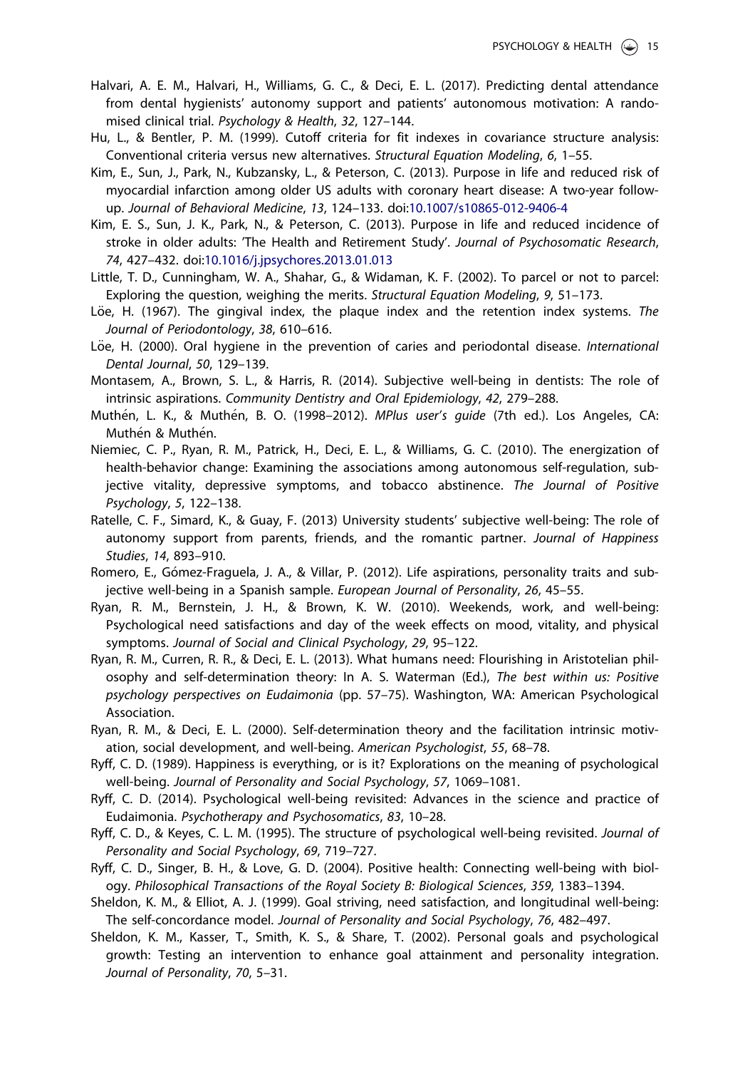Halvari, A. E. M., Halvari, H., Williams, G. C., & Deci, E. L. (2017). Predicting dental attendance from dental hygienists' autonomy support and patients' autonomous motivation: A randomised clinical trial. *Psychology & Health*, *32*, 127–144.

Hu, L., & Bentler, P. M. (1999). Cutoff criteria for fit indexes in covariance structure analysis: Conventional criteria versus new alternatives. *Structural Equation Modeling*, *6*, 1–55.

Kim, E., Sun, J., Park, N., Kubzansky, L., & Peterson, C. (2013). Purpose in life and reduced risk of myocardial infarction among older US adults with coronary heart disease: A two-year follow-up. *Journal of Behavioral Medicine*, *13*, 124–133. doi:10.1007/s10865-012-9406-4

Kim, E. S., Sun, J. K., Park, N., & Peterson, C. (2013). Purpose in life and reduced incidence of stroke in older adults: 'The Health and Retirement Study'. *Journal of Psychosomatic Research*, *74*, 427–432. doi:10.1016/j.jpsychores.2013.01.013

Little, T. D., Cunningham, W. A., Shahar, G., & Widaman, K. F. (2002). To parcel or not to parcel: Exploring the question, weighing the merits. *Structural Equation Modeling*, *9*, 51–173.

Löe, H. (1967). The gingival index, the plaque index and the retention index systems. *The Journal of Periodontology*, *38*, 610–616.

Löe, H. (2000). Oral hygiene in the prevention of caries and periodontal disease. *International Dental Journal*, *50*, 129–139.

Montasem, A., Brown, S. L., & Harris, R. (2014). Subjective well-being in dentists: The role of intrinsic aspirations. *Community Dentistry and Oral Epidemiology*, *42*, 279–288.

Muthén, L. K., & Muthén, B. O. (1998–2012). *MPlus user's guide* (7th ed.). Los Angeles, CA: Muthén & Muthén.

Niemiec, C. P., Ryan, R. M., Patrick, H., Deci, E. L., & Williams, G. C. (2010). The energization of health-behavior change: Examining the associations among autonomous self-regulation, subjective vitality, depressive symptoms, and tobacco abstinence. *The Journal of Positive Psychology*, *5*, 122–138.

Ratelle, C. F., Simard, K., & Guay, F. (2013) University students' subjective well-being: The role of autonomy support from parents, friends, and the romantic partner. *Journal of Happiness Studies*, *14*, 893–910.

Romero, E., Gómez-Fraguela, J. A., & Villar, P. (2012). Life aspirations, personality traits and subjective well-being in a Spanish sample. *European Journal of Personality*, *26*, 45–55.

Ryan, R. M., Bernstein, J. H., & Brown, K. W. (2010). Weekends, work, and well-being: Psychological need satisfactions and day of the week effects on mood, vitality, and physical symptoms. *Journal of Social and Clinical Psychology*, *29*, 95–122.

Ryan, R. M., Curren, R. R., & Deci, E. L. (2013). What humans need: Flourishing in Aristotelian philosophy and self-determination theory: In A. S. Waterman (Ed.), *The best within us: Positive psychology perspectives on Eudaimonia* (pp. 57–75). Washington, WA: American Psychological Association.

Ryan, R. M., & Deci, E. L. (2000). Self-determination theory and the facilitation intrinsic motivation, social development, and well-being. *American Psychologist*, *55*, 68–78.

Ryff, C. D. (1989). Happiness is everything, or is it? Explorations on the meaning of psychological well-being. *Journal of Personality and Social Psychology*, *57*, 1069–1081.

Ryff, C. D. (2014). Psychological well-being revisited: Advances in the science and practice of Eudaimonia. *Psychotherapy and Psychosomatics*, *83*, 10–28.

Ryff, C. D., & Keyes, C. L. M. (1995). The structure of psychological well-being revisited. *Journal of Personality and Social Psychology*, *69*, 719–727.

Ryff, C. D., Singer, B. H., & Love, G. D. (2004). Positive health: Connecting well-being with biology. *Philosophical Transactions of the Royal Society B: Biological Sciences*, *359*, 1383–1394.

Sheldon, K. M., & Elliot, A. J. (1999). Goal striving, need satisfaction, and longitudinal well-being: The self-concordance model. *Journal of Personality and Social Psychology*, *76*, 482–497.

Sheldon, K. M., Kasser, T., Smith, K. S., & Share, T. (2002). Personal goals and psychological growth: Testing an intervention to enhance goal attainment and personality integration. *Journal of Personality*, *70*, 5–31.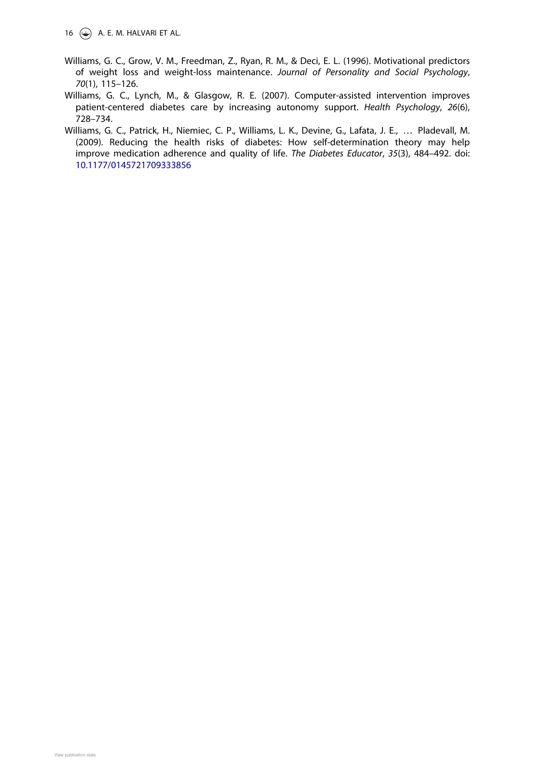Williams, G. C., Grow, V. M., Freedman, Z., Ryan, R. M., & Deci, E. L. (1996). Motivational predictors of weight loss and weight-loss maintenance. *Journal of Personality and Social Psychology*, *70*(1), 115–126.

Williams, G. C., Lynch, M., & Glasgow, R. E. (2007). Computer-assisted intervention improves patient-centered diabetes care by increasing autonomy support. *Health Psychology*, *26*(6), 728–734.

Williams, G. C., Patrick, H., Niemiec, C. P., Williams, L. K., Devine, G., Lafata, J. E., … Pladevall, M. (2009). Reducing the health risks of diabetes: How self-determination theory may help improve medication adherence and quality of life. *The Diabetes Educator*, *35*(3), 484–492. doi: 10.1177/0145721709333856